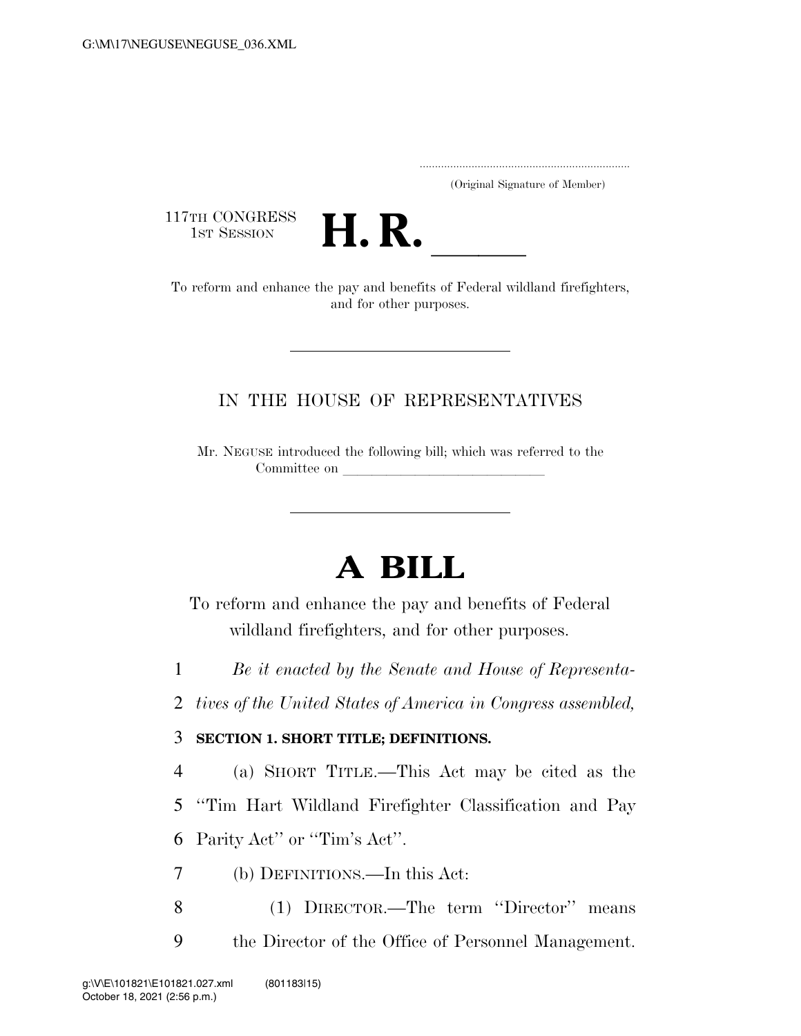(Original Signature of Member)

117TH CONGRESS
1ST SESSION

# H. R. \_\_\_\_\_

To reform and enhance the pay and benefits of Federal wildland firefighters, and for other purposes.

---

IN THE HOUSE OF REPRESENTATIVES

Mr. NEGUSE introduced the following bill; which was referred to the Committee on \_\_\_\_\_\_\_\_\_\_\_\_\_\_\_\_\_\_\_\_\_\_\_\_\_\_\_\_\_\_

---

# A BILL

To reform and enhance the pay and benefits of Federal wildland firefighters, and for other purposes.

1 *Be it enacted by the Senate and House of Representa-*
2 *tives of the United States of America in Congress assembled,*

3 **SECTION 1. SHORT TITLE; DEFINITIONS.**

4 (a) SHORT TITLE.—This Act may be cited as the
5 ''Tim Hart Wildland Firefighter Classification and Pay
6 Parity Act'' or ''Tim's Act''.

7 (b) DEFINITIONS.—In this Act:

8 (1) DIRECTOR.—The term ''Director'' means
9 the Director of the Office of Personnel Management.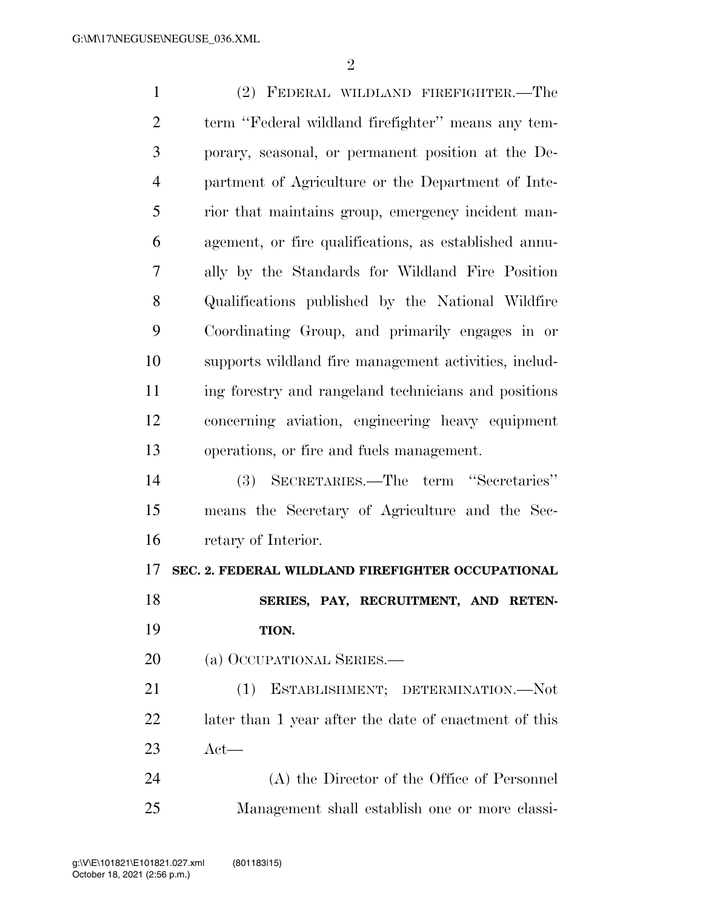(2) FEDERAL WILDLAND FIREFIGHTER.—The term ''Federal wildland firefighter'' means any temporary, seasonal, or permanent position at the Department of Agriculture or the Department of Interior that maintains group, emergency incident management, or fire qualifications, as established annually by the Standards for Wildland Fire Position Qualifications published by the National Wildfire Coordinating Group, and primarily engages in or supports wildland fire management activities, including forestry and rangeland technicians and positions concerning aviation, engineering heavy equipment operations, or fire and fuels management.

(3) SECRETARIES.—The term ''Secretaries'' means the Secretary of Agriculture and the Secretary of Interior.

## SEC. 2. FEDERAL WILDLAND FIREFIGHTER OCCUPATIONAL SERIES, PAY, RECRUITMENT, AND RETENTION.

(a) OCCUPATIONAL SERIES.—

(1) ESTABLISHMENT; DETERMINATION.—Not later than 1 year after the date of enactment of this Act—

(A) the Director of the Office of Personnel Management shall establish one or more classi-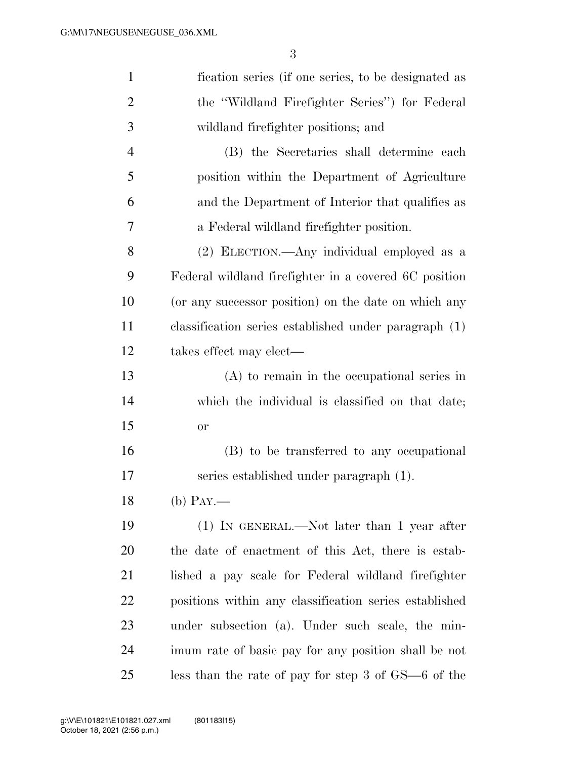fication series (if one series, to be designated as the "Wildland Firefighter Series") for Federal wildland firefighter positions; and

(B) the Secretaries shall determine each position within the Department of Agriculture and the Department of Interior that qualifies as a Federal wildland firefighter position.

(2) ELECTION.—Any individual employed as a Federal wildland firefighter in a covered 6C position (or any successor position) on the date on which any classification series established under paragraph (1) takes effect may elect—

(A) to remain in the occupational series in which the individual is classified on that date; or

(B) to be transferred to any occupational series established under paragraph (1).

(b) PAY.—

(1) IN GENERAL.—Not later than 1 year after the date of enactment of this Act, there is established a pay scale for Federal wildland firefighter positions within any classification series established under subsection (a). Under such scale, the minimum rate of basic pay for any position shall be not less than the rate of pay for step 3 of GS—6 of the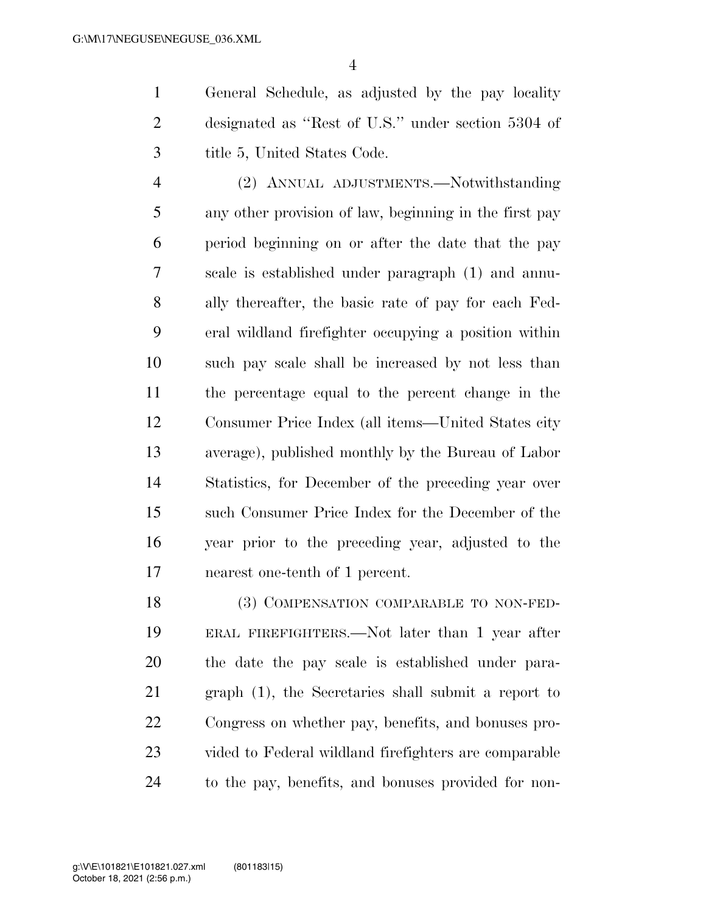General Schedule, as adjusted by the pay locality designated as "Rest of U.S." under section 5304 of title 5, United States Code.

(2) ANNUAL ADJUSTMENTS.—Notwithstanding any other provision of law, beginning in the first pay period beginning on or after the date that the pay scale is established under paragraph (1) and annually thereafter, the basic rate of pay for each Federal wildland firefighter occupying a position within such pay scale shall be increased by not less than the percentage equal to the percent change in the Consumer Price Index (all items—United States city average), published monthly by the Bureau of Labor Statistics, for December of the preceding year over such Consumer Price Index for the December of the year prior to the preceding year, adjusted to the nearest one-tenth of 1 percent.

(3) COMPENSATION COMPARABLE TO NON-FEDERAL FIREFIGHTERS.—Not later than 1 year after the date the pay scale is established under paragraph (1), the Secretaries shall submit a report to Congress on whether pay, benefits, and bonuses provided to Federal wildland firefighters are comparable to the pay, benefits, and bonuses provided for non-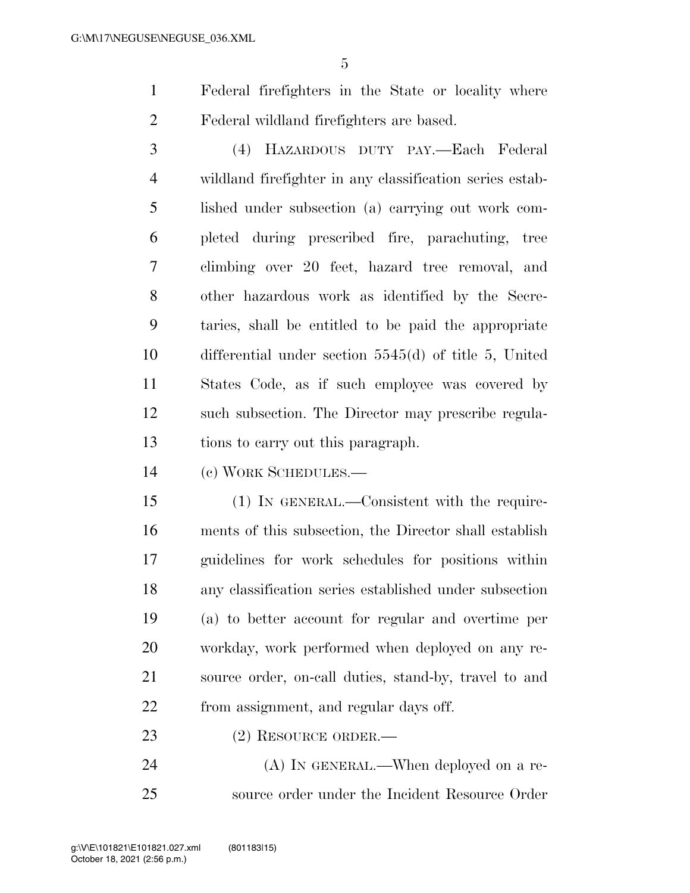Federal firefighters in the State or locality where Federal wildland firefighters are based.

(4) HAZARDOUS DUTY PAY.—Each Federal wildland firefighter in any classification series established under subsection (a) carrying out work completed during prescribed fire, parachuting, tree climbing over 20 feet, hazard tree removal, and other hazardous work as identified by the Secretaries, shall be entitled to be paid the appropriate differential under section 5545(d) of title 5, United States Code, as if such employee was covered by such subsection. The Director may prescribe regulations to carry out this paragraph.

(c) WORK SCHEDULES.—

(1) IN GENERAL.—Consistent with the requirements of this subsection, the Director shall establish guidelines for work schedules for positions within any classification series established under subsection (a) to better account for regular and overtime per workday, work performed when deployed on any resource order, on-call duties, stand-by, travel to and from assignment, and regular days off.

(2) RESOURCE ORDER.—

(A) IN GENERAL.—When deployed on a resource order under the Incident Resource Order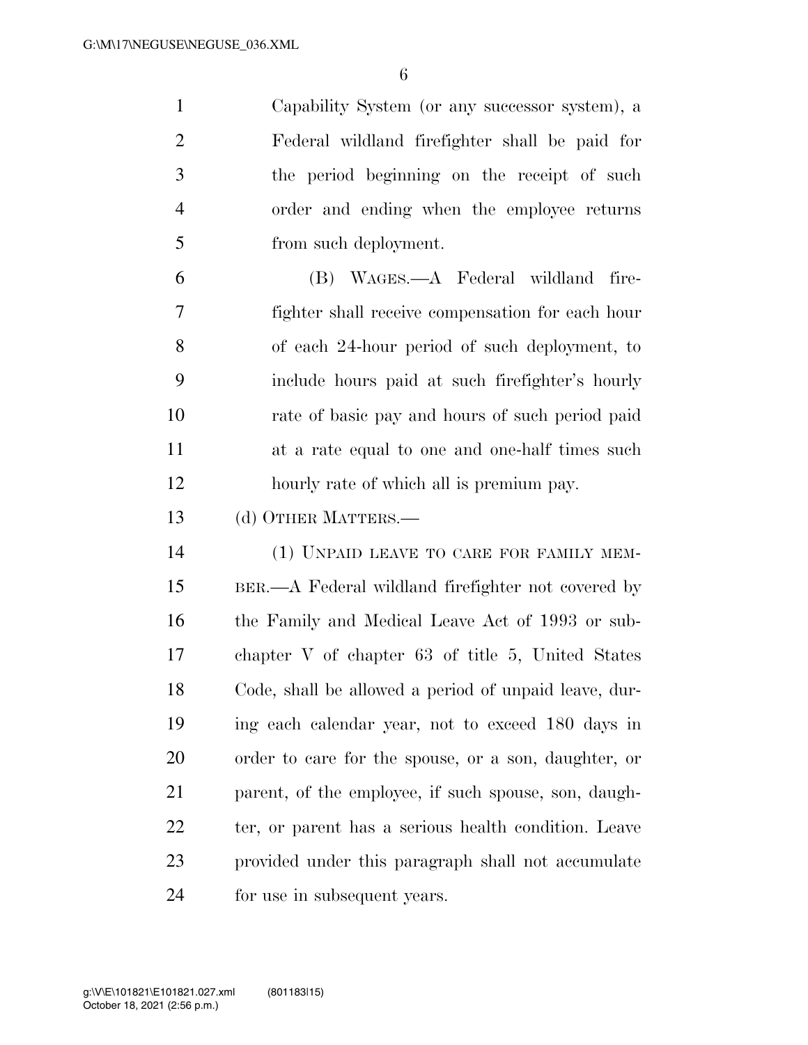Capability System (or any successor system), a Federal wildland firefighter shall be paid for the period beginning on the receipt of such order and ending when the employee returns from such deployment.

(B) WAGES.—A Federal wildland firefighter shall receive compensation for each hour of each 24-hour period of such deployment, to include hours paid at such firefighter's hourly rate of basic pay and hours of such period paid at a rate equal to one and one-half times such hourly rate of which all is premium pay.

(d) OTHER MATTERS.—

(1) UNPAID LEAVE TO CARE FOR FAMILY MEMBER.—A Federal wildland firefighter not covered by the Family and Medical Leave Act of 1993 or subchapter V of chapter 63 of title 5, United States Code, shall be allowed a period of unpaid leave, during each calendar year, not to exceed 180 days in order to care for the spouse, or a son, daughter, or parent, of the employee, if such spouse, son, daughter, or parent has a serious health condition. Leave provided under this paragraph shall not accumulate for use in subsequent years.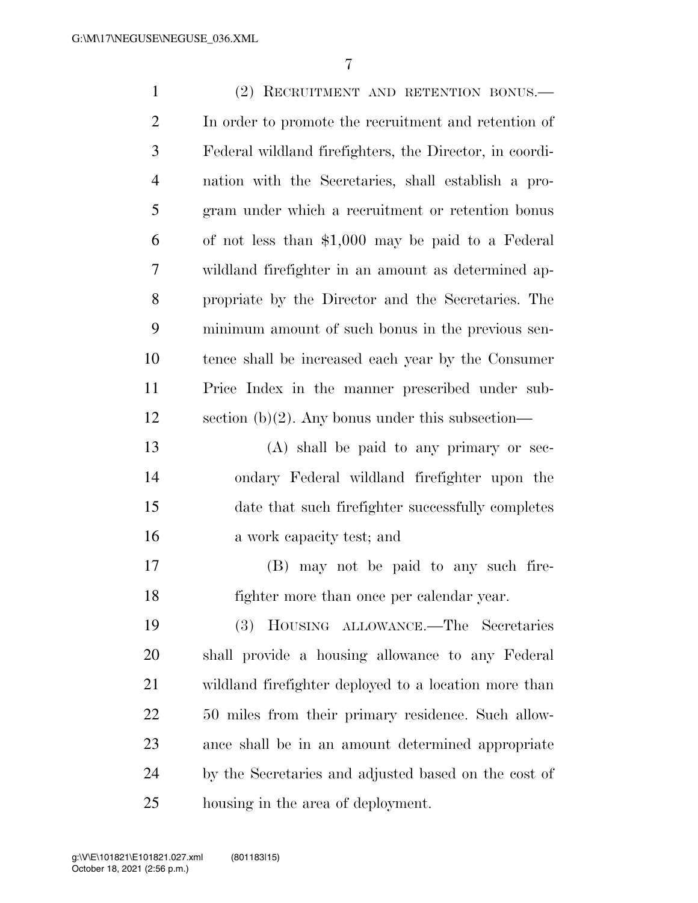(2) RECRUITMENT AND RETENTION BONUS.—In order to promote the recruitment and retention of Federal wildland firefighters, the Director, in coordination with the Secretaries, shall establish a program under which a recruitment or retention bonus of not less than $1,000 may be paid to a Federal wildland firefighter in an amount as determined appropriate by the Director and the Secretaries. The minimum amount of such bonus in the previous sentence shall be increased each year by the Consumer Price Index in the manner prescribed under subsection (b)(2). Any bonus under this subsection—

(A) shall be paid to any primary or secondary Federal wildland firefighter upon the date that such firefighter successfully completes a work capacity test; and

(B) may not be paid to any such firefighter more than once per calendar year.

(3) HOUSING ALLOWANCE.—The Secretaries shall provide a housing allowance to any Federal wildland firefighter deployed to a location more than 50 miles from their primary residence. Such allowance shall be in an amount determined appropriate by the Secretaries and adjusted based on the cost of housing in the area of deployment.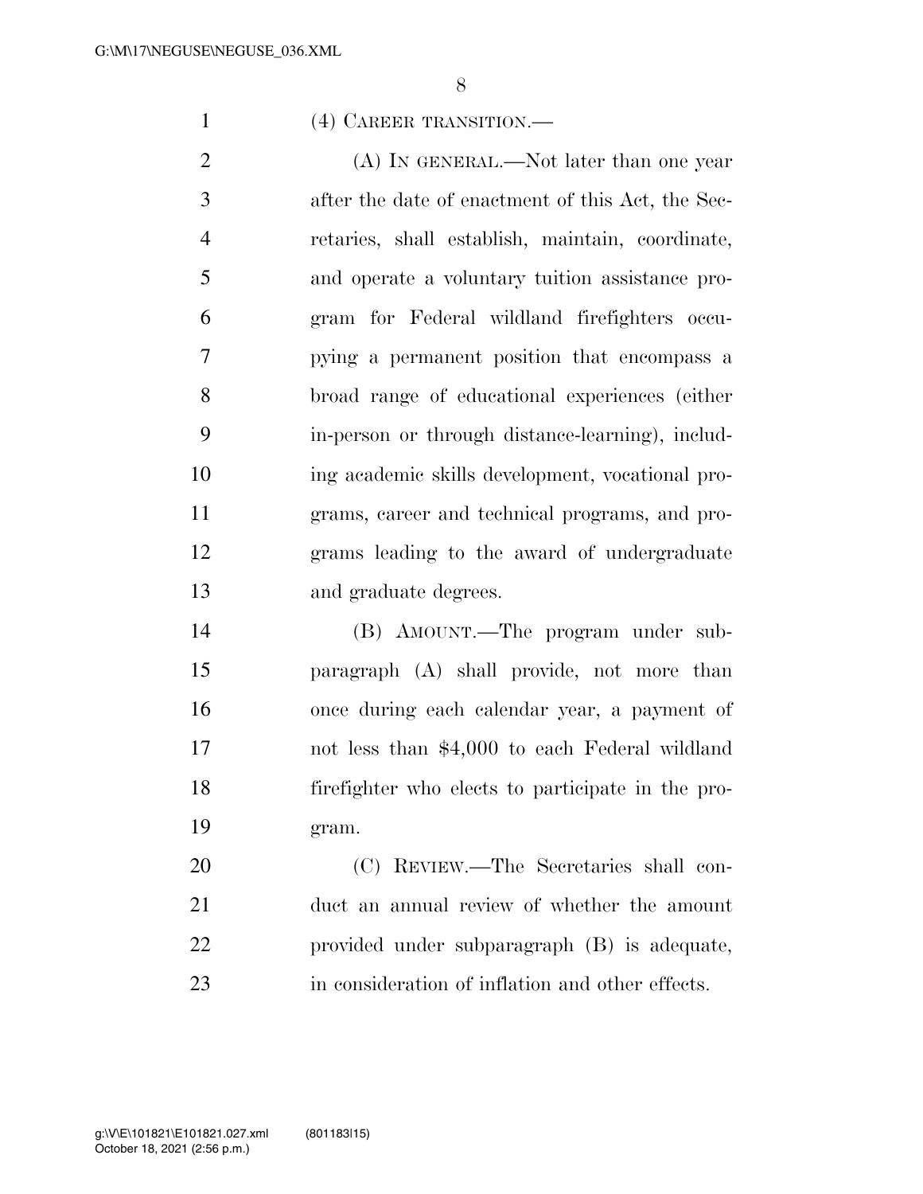(4) CAREER TRANSITION.—

(A) IN GENERAL.—Not later than one year after the date of enactment of this Act, the Secretaries, shall establish, maintain, coordinate, and operate a voluntary tuition assistance program for Federal wildland firefighters occupying a permanent position that encompass a broad range of educational experiences (either in-person or through distance-learning), including academic skills development, vocational programs, career and technical programs, and programs leading to the award of undergraduate and graduate degrees.

(B) AMOUNT.—The program under subparagraph (A) shall provide, not more than once during each calendar year, a payment of not less than $4,000 to each Federal wildland firefighter who elects to participate in the program.

(C) REVIEW.—The Secretaries shall conduct an annual review of whether the amount provided under subparagraph (B) is adequate, in consideration of inflation and other effects.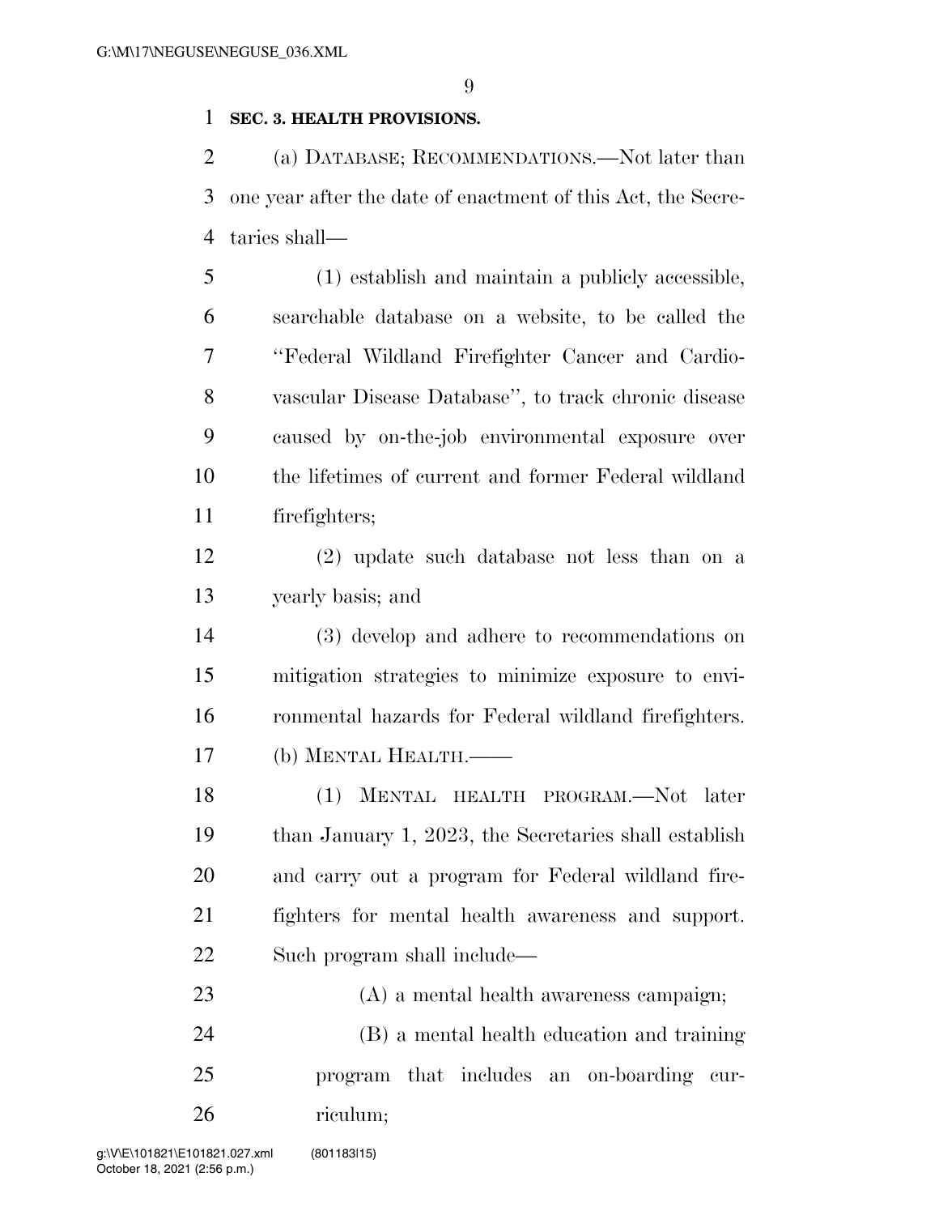**SEC. 3. HEALTH PROVISIONS.**

(a) DATABASE; RECOMMENDATIONS.—Not later than one year after the date of enactment of this Act, the Secretaries shall—

(1) establish and maintain a publicly accessible, searchable database on a website, to be called the "Federal Wildland Firefighter Cancer and Cardiovascular Disease Database", to track chronic disease caused by on-the-job environmental exposure over the lifetimes of current and former Federal wildland firefighters;

(2) update such database not less than on a yearly basis; and

(3) develop and adhere to recommendations on mitigation strategies to minimize exposure to environmental hazards for Federal wildland firefighters.

(b) MENTAL HEALTH.——

(1) MENTAL HEALTH PROGRAM.—Not later than January 1, 2023, the Secretaries shall establish and carry out a program for Federal wildland firefighters for mental health awareness and support. Such program shall include—

(A) a mental health awareness campaign;

(B) a mental health education and training program that includes an on-boarding curriculum;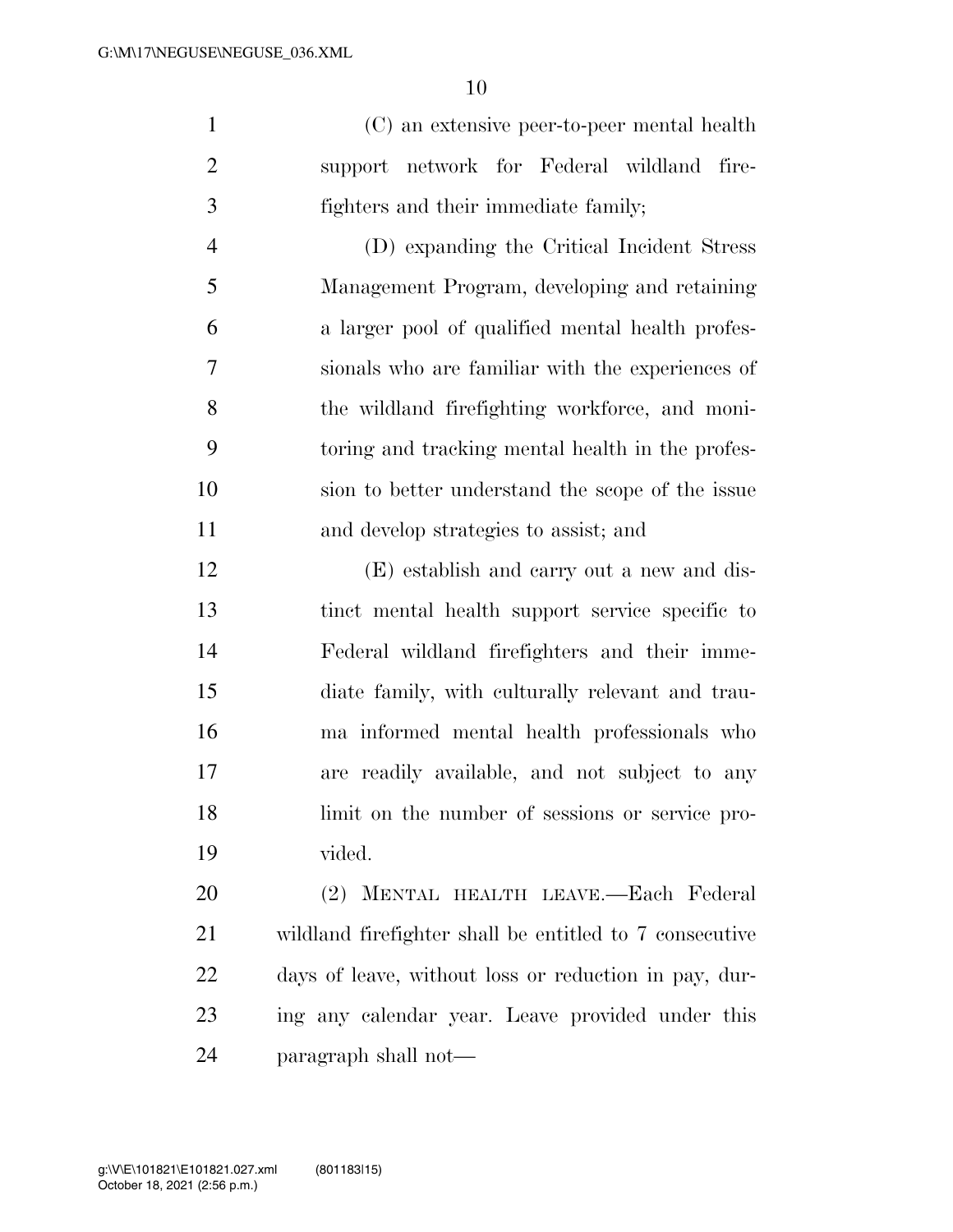(C) an extensive peer-to-peer mental health support network for Federal wildland firefighters and their immediate family;

(D) expanding the Critical Incident Stress Management Program, developing and retaining a larger pool of qualified mental health professionals who are familiar with the experiences of the wildland firefighting workforce, and monitoring and tracking mental health in the profession to better understand the scope of the issue and develop strategies to assist; and

(E) establish and carry out a new and distinct mental health support service specific to Federal wildland firefighters and their immediate family, with culturally relevant and trauma informed mental health professionals who are readily available, and not subject to any limit on the number of sessions or service provided.

(2) MENTAL HEALTH LEAVE.—Each Federal wildland firefighter shall be entitled to 7 consecutive days of leave, without loss or reduction in pay, during any calendar year. Leave provided under this paragraph shall not—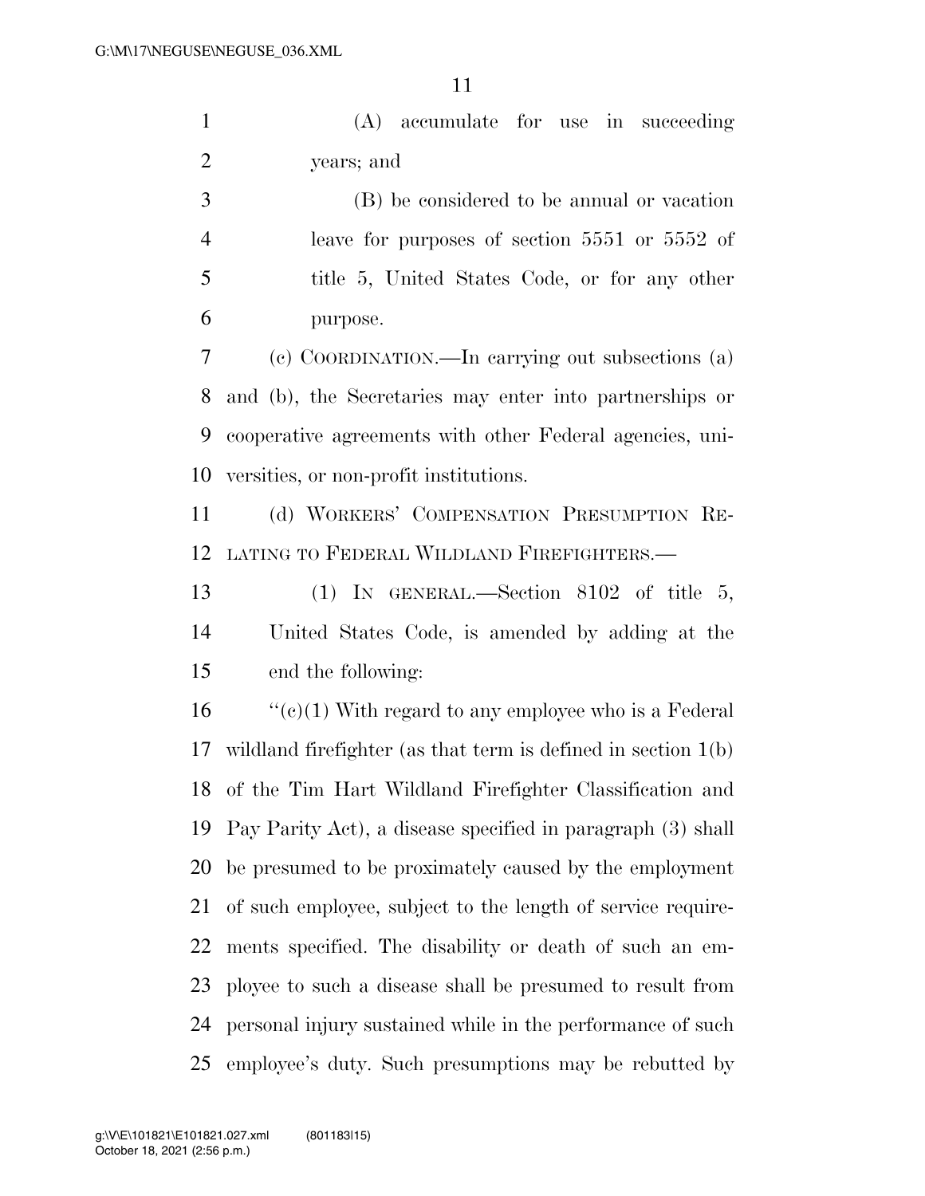(A) accumulate for use in succeeding years; and

(B) be considered to be annual or vacation leave for purposes of section 5551 or 5552 of title 5, United States Code, or for any other purpose.

(c) COORDINATION.—In carrying out subsections (a) and (b), the Secretaries may enter into partnerships or cooperative agreements with other Federal agencies, universities, or non-profit institutions.

(d) WORKERS' COMPENSATION PRESUMPTION RELATING TO FEDERAL WILDLAND FIREFIGHTERS.—

(1) IN GENERAL.—Section 8102 of title 5, United States Code, is amended by adding at the end the following:

"(c)(1) With regard to any employee who is a Federal wildland firefighter (as that term is defined in section 1(b) of the Tim Hart Wildland Firefighter Classification and Pay Parity Act), a disease specified in paragraph (3) shall be presumed to be proximately caused by the employment of such employee, subject to the length of service requirements specified. The disability or death of such an employee to such a disease shall be presumed to result from personal injury sustained while in the performance of such employee's duty. Such presumptions may be rebutted by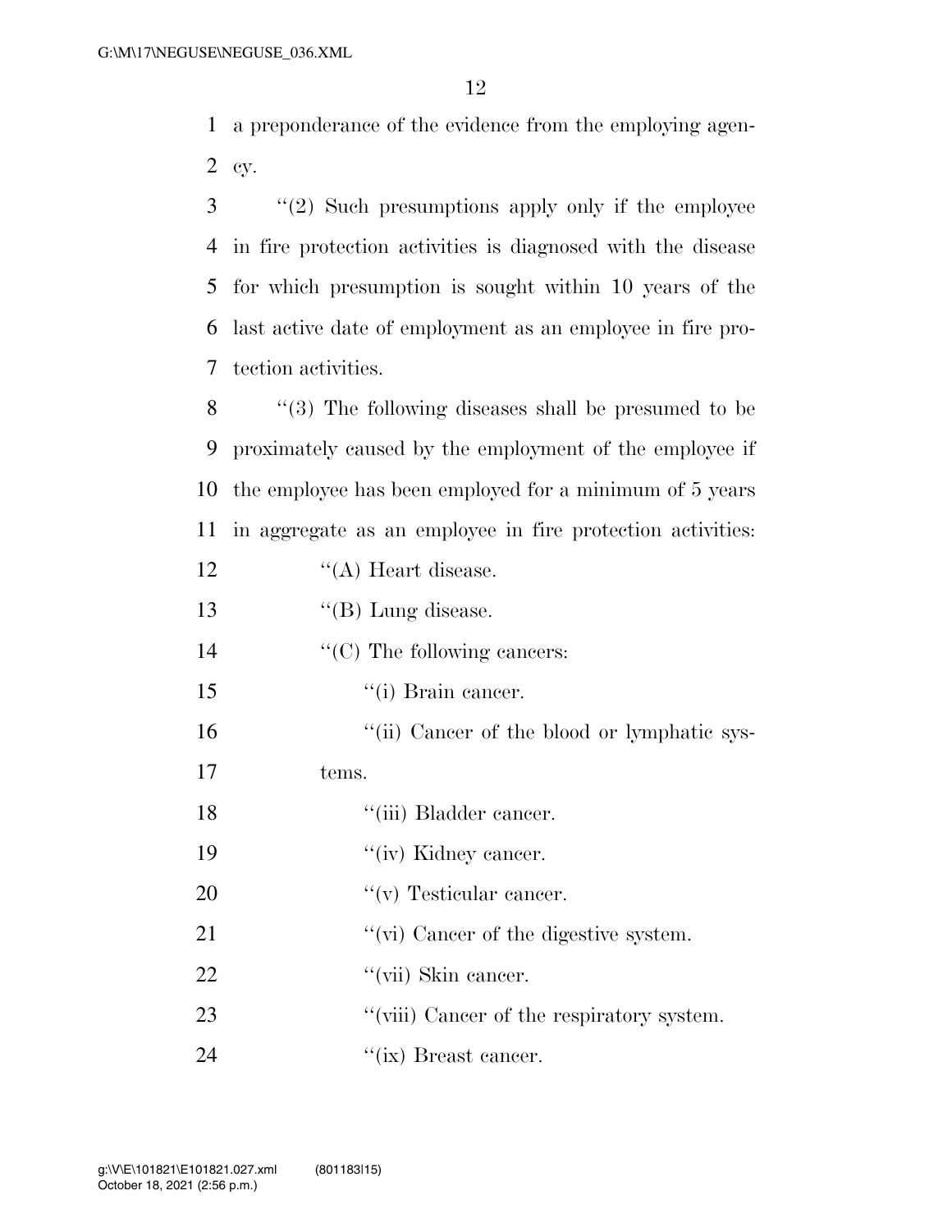a preponderance of the evidence from the employing agency.

''(2) Such presumptions apply only if the employee in fire protection activities is diagnosed with the disease for which presumption is sought within 10 years of the last active date of employment as an employee in fire protection activities.

''(3) The following diseases shall be presumed to be proximately caused by the employment of the employee if the employee has been employed for a minimum of 5 years in aggregate as an employee in fire protection activities:

''(A) Heart disease.

''(B) Lung disease.

''(C) The following cancers:

''(i) Brain cancer.

''(ii) Cancer of the blood or lymphatic systems.

''(iii) Bladder cancer.

''(iv) Kidney cancer.

''(v) Testicular cancer.

''(vi) Cancer of the digestive system.

''(vii) Skin cancer.

''(viii) Cancer of the respiratory system.

''(ix) Breast cancer.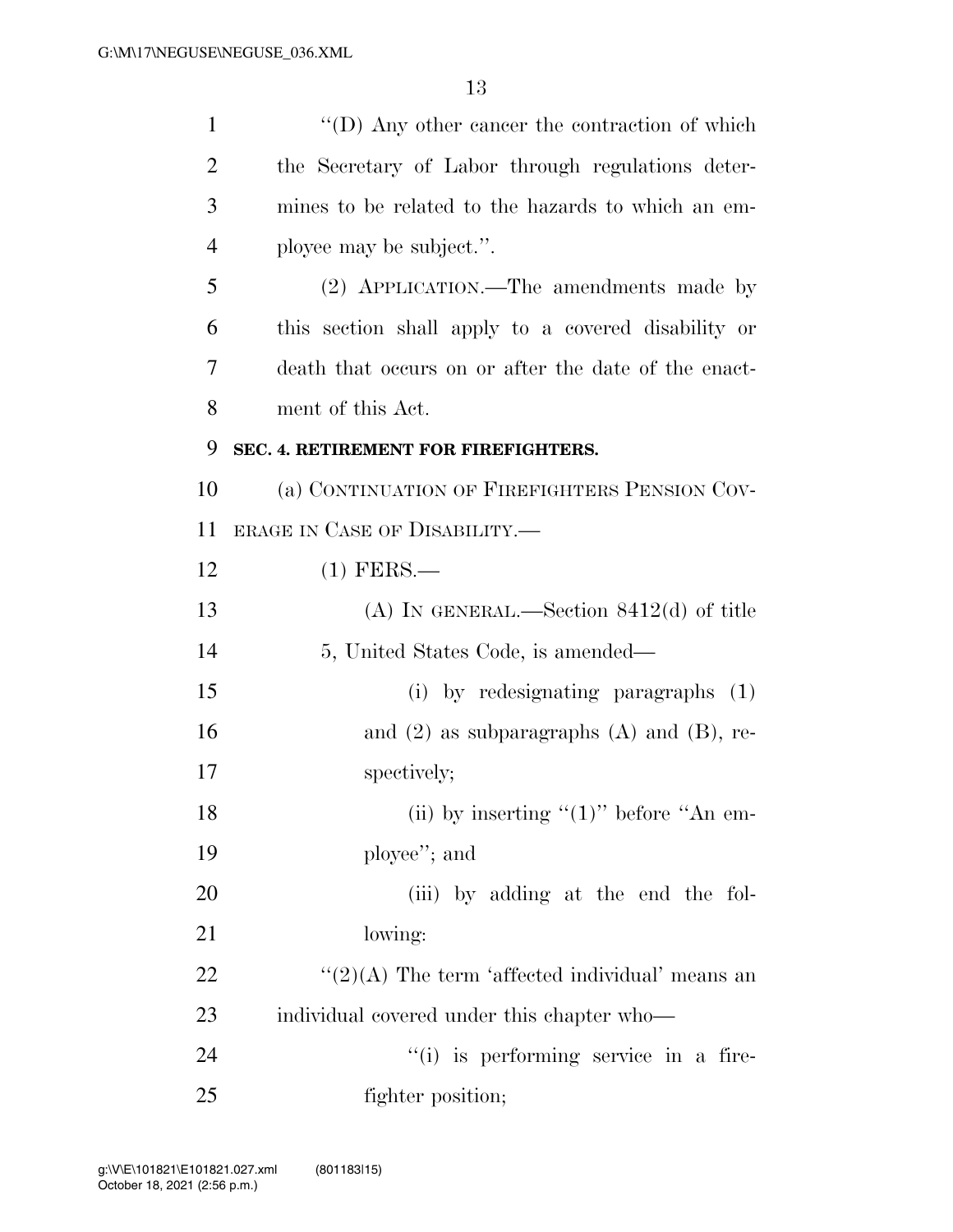''(D) Any other cancer the contraction of which the Secretary of Labor through regulations determines to be related to the hazards to which an employee may be subject.''.

(2) APPLICATION.—The amendments made by this section shall apply to a covered disability or death that occurs on or after the date of the enactment of this Act.

**SEC. 4. RETIREMENT FOR FIREFIGHTERS.**

(a) CONTINUATION OF FIREFIGHTERS PENSION COVERAGE IN CASE OF DISABILITY.—

(1) FERS.—

(A) IN GENERAL.—Section 8412(d) of title 5, United States Code, is amended—

(i) by redesignating paragraphs (1) and (2) as subparagraphs (A) and (B), respectively;

(ii) by inserting ''(1)'' before ''An employee''; and

(iii) by adding at the end the following:

''(2)(A) The term 'affected individual' means an individual covered under this chapter who—

''(i) is performing service in a firefighter position;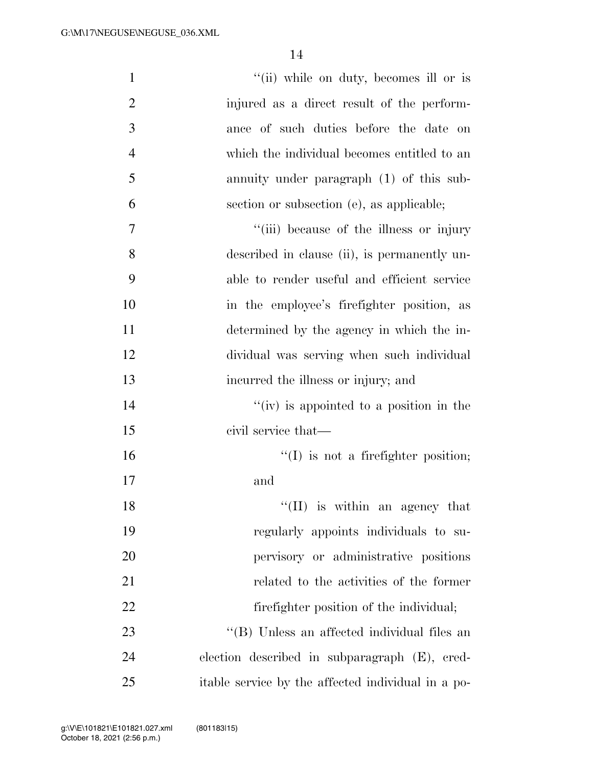''(ii) while on duty, becomes ill or is injured as a direct result of the performance of such duties before the date on which the individual becomes entitled to an annuity under paragraph (1) of this subsection or subsection (e), as applicable;

''(iii) because of the illness or injury described in clause (ii), is permanently unable to render useful and efficient service in the employee's firefighter position, as determined by the agency in which the individual was serving when such individual incurred the illness or injury; and

''(iv) is appointed to a position in the civil service that—

''(I) is not a firefighter position; and

''(II) is within an agency that regularly appoints individuals to supervisory or administrative positions related to the activities of the former firefighter position of the individual;

''(B) Unless an affected individual files an election described in subparagraph (E), creditable service by the affected individual in a po-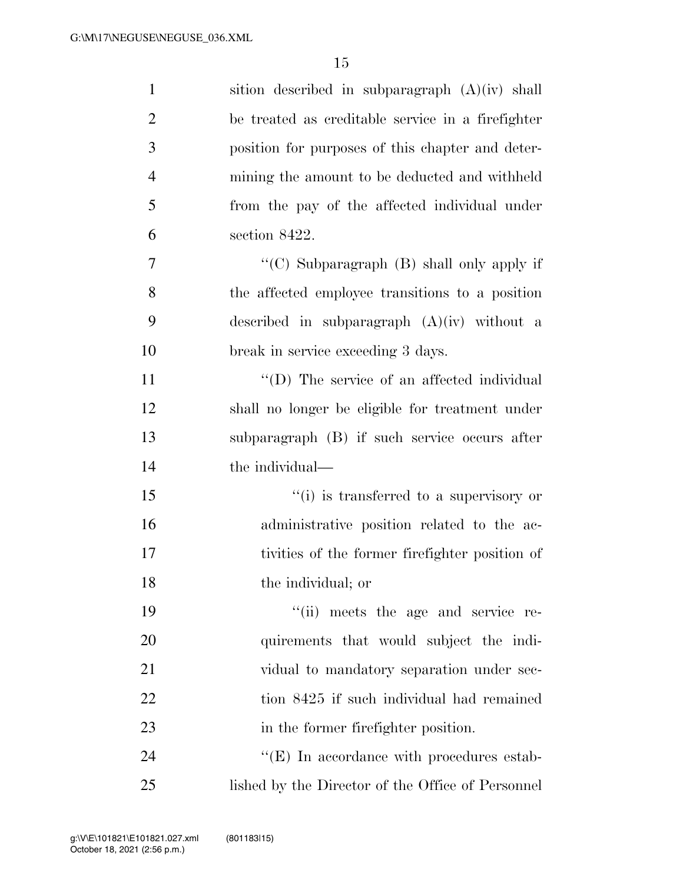sition described in subparagraph (A)(iv) shall be treated as creditable service in a firefighter position for purposes of this chapter and determining the amount to be deducted and withheld from the pay of the affected individual under section 8422.

"(C) Subparagraph (B) shall only apply if the affected employee transitions to a position described in subparagraph (A)(iv) without a break in service exceeding 3 days.

"(D) The service of an affected individual shall no longer be eligible for treatment under subparagraph (B) if such service occurs after the individual—

"(i) is transferred to a supervisory or administrative position related to the activities of the former firefighter position of the individual; or

"(ii) meets the age and service requirements that would subject the individual to mandatory separation under section 8425 if such individual had remained in the former firefighter position.

"(E) In accordance with procedures established by the Director of the Office of Personnel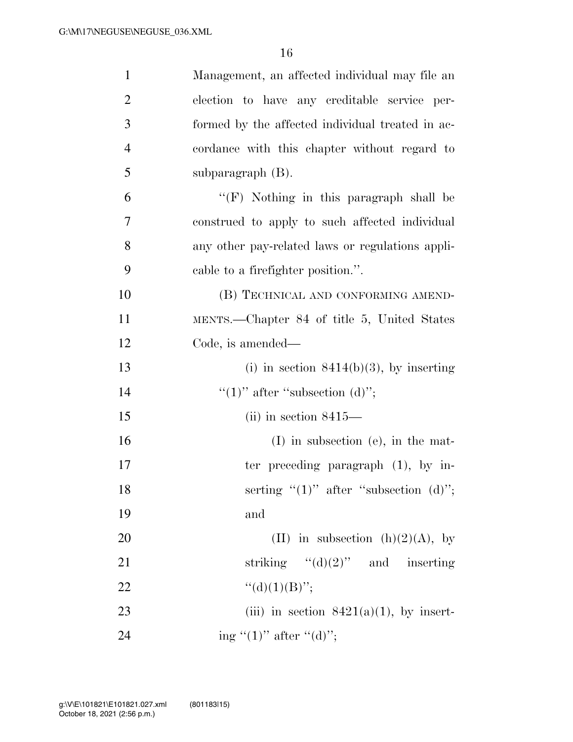Management, an affected individual may file an election to have any creditable service performed by the affected individual treated in accordance with this chapter without regard to subparagraph (B).

"(F) Nothing in this paragraph shall be construed to apply to such affected individual any other pay-related laws or regulations applicable to a firefighter position.".

(B) TECHNICAL AND CONFORMING AMENDMENTS.—Chapter 84 of title 5, United States Code, is amended—

(i) in section 8414(b)(3), by inserting "(1)" after "subsection (d)";

(ii) in section 8415—

(I) in subsection (e), in the matter preceding paragraph (1), by inserting "(1)" after "subsection (d)"; and

(II) in subsection (h)(2)(A), by striking "(d)(2)" and inserting "(d)(1)(B)";

(iii) in section 8421(a)(1), by inserting "(1)" after "(d)";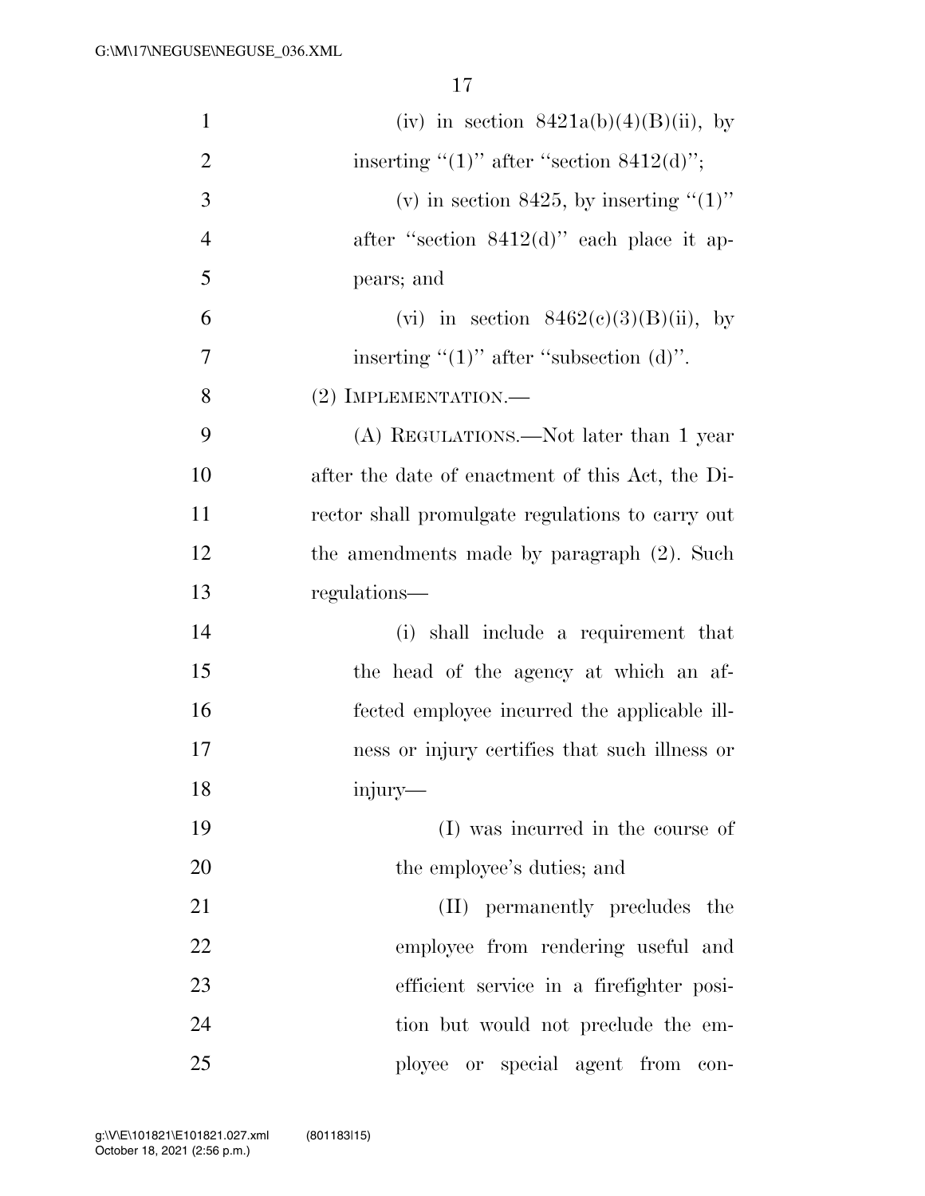(iv) in section 8421a(b)(4)(B)(ii), by inserting ''(1)'' after ''section 8412(d)'';

(v) in section 8425, by inserting ''(1)'' after ''section 8412(d)'' each place it appears; and

(vi) in section 8462(c)(3)(B)(ii), by inserting ''(1)'' after ''subsection (d)''.

(2) IMPLEMENTATION.—

(A) REGULATIONS.—Not later than 1 year after the date of enactment of this Act, the Director shall promulgate regulations to carry out the amendments made by paragraph (2). Such regulations—

(i) shall include a requirement that the head of the agency at which an affected employee incurred the applicable illness or injury certifies that such illness or injury—

(I) was incurred in the course of the employee's duties; and

(II) permanently precludes the employee from rendering useful and efficient service in a firefighter position but would not preclude the employee or special agent from con-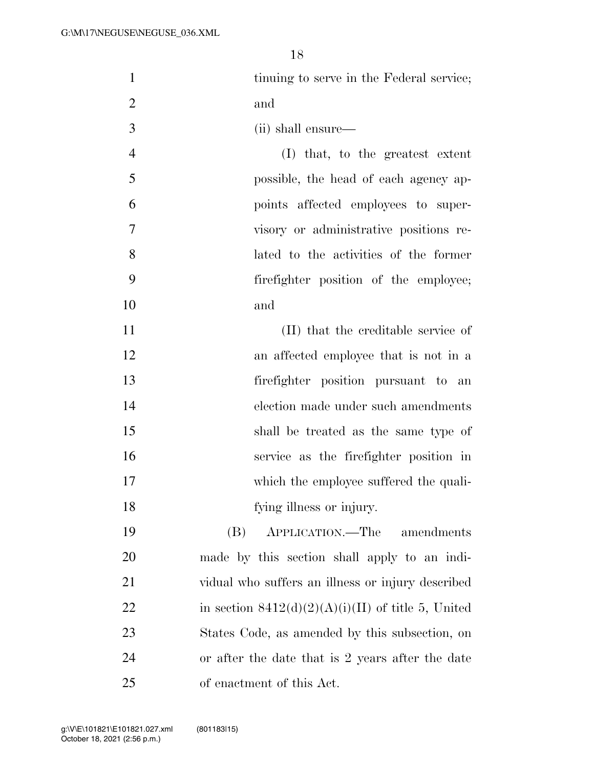tinuing to serve in the Federal service; and

(ii) shall ensure—

(I) that, to the greatest extent possible, the head of each agency appoints affected employees to supervisory or administrative positions related to the activities of the former firefighter position of the employee; and

(II) that the creditable service of an affected employee that is not in a firefighter position pursuant to an election made under such amendments shall be treated as the same type of service as the firefighter position in which the employee suffered the qualifying illness or injury.

(B) APPLICATION.—The amendments made by this section shall apply to an individual who suffers an illness or injury described in section 8412(d)(2)(A)(i)(II) of title 5, United States Code, as amended by this subsection, on or after the date that is 2 years after the date of enactment of this Act.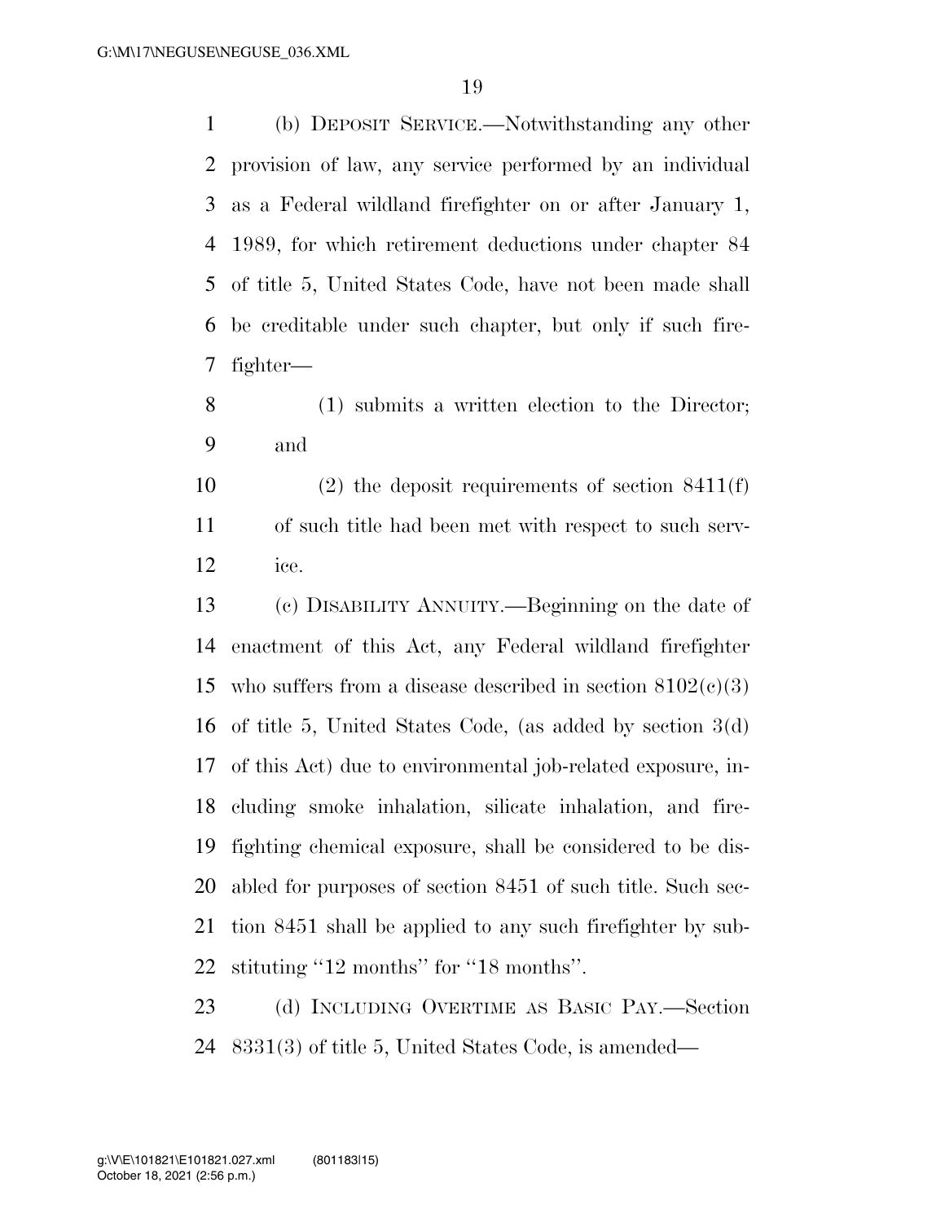(b) DEPOSIT SERVICE.—Notwithstanding any other provision of law, any service performed by an individual as a Federal wildland firefighter on or after January 1, 1989, for which retirement deductions under chapter 84 of title 5, United States Code, have not been made shall be creditable under such chapter, but only if such firefighter—

(1) submits a written election to the Director; and

(2) the deposit requirements of section 8411(f) of such title had been met with respect to such service.

(c) DISABILITY ANNUITY.—Beginning on the date of enactment of this Act, any Federal wildland firefighter who suffers from a disease described in section 8102(c)(3) of title 5, United States Code, (as added by section 3(d) of this Act) due to environmental job-related exposure, including smoke inhalation, silicate inhalation, and firefighting chemical exposure, shall be considered to be disabled for purposes of section 8451 of such title. Such section 8451 shall be applied to any such firefighter by substituting ''12 months'' for ''18 months''.

(d) INCLUDING OVERTIME AS BASIC PAY.—Section 8331(3) of title 5, United States Code, is amended—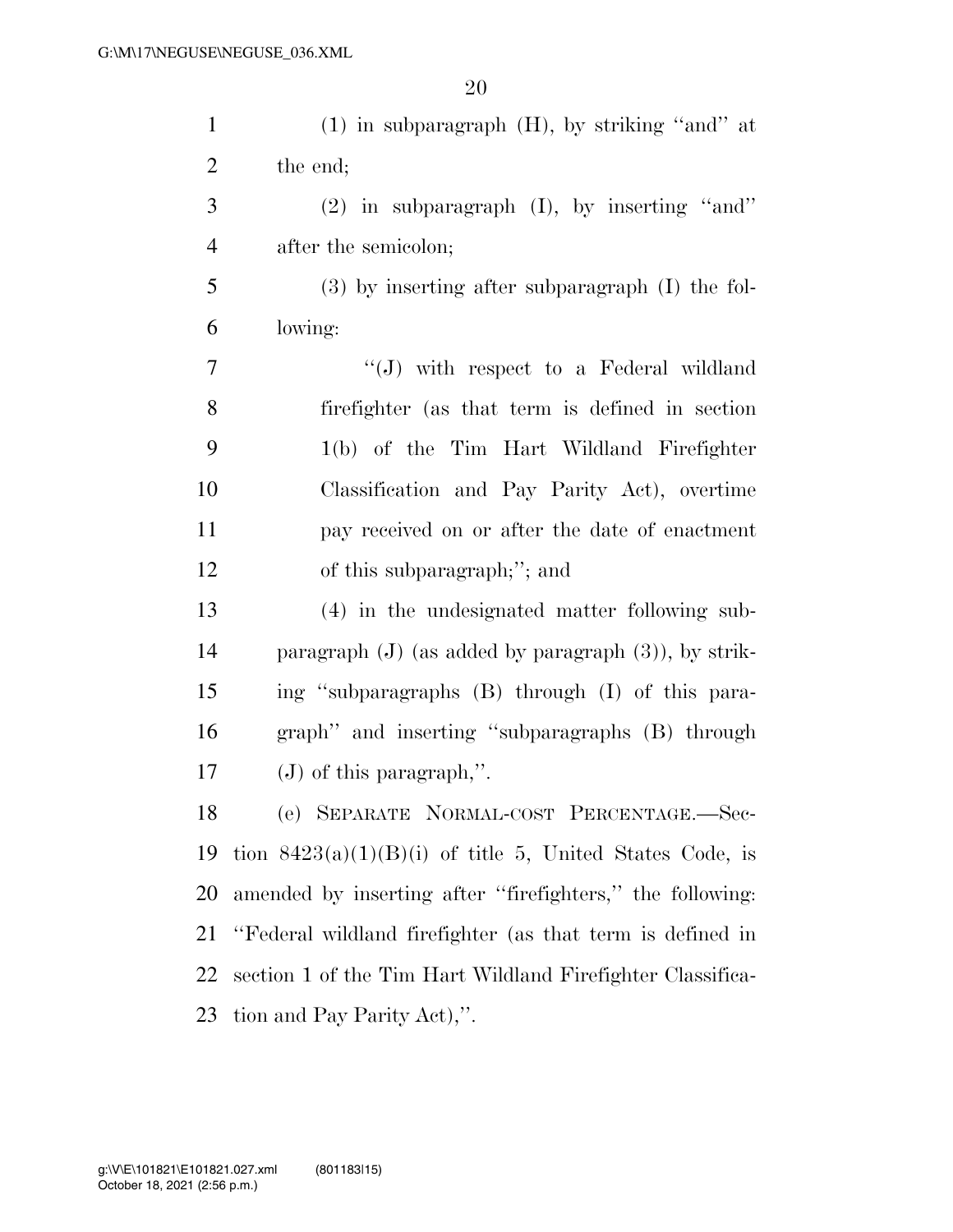(1) in subparagraph (H), by striking "and" at the end;

(2) in subparagraph (I), by inserting "and" after the semicolon;

(3) by inserting after subparagraph (I) the following:

"(J) with respect to a Federal wildland firefighter (as that term is defined in section 1(b) of the Tim Hart Wildland Firefighter Classification and Pay Parity Act), overtime pay received on or after the date of enactment of this subparagraph;"; and

(4) in the undesignated matter following subparagraph (J) (as added by paragraph (3)), by striking "subparagraphs (B) through (I) of this paragraph" and inserting "subparagraphs (B) through (J) of this paragraph,".

(e) SEPARATE NORMAL-COST PERCENTAGE.—Section 8423(a)(1)(B)(i) of title 5, United States Code, is amended by inserting after "firefighters," the following: "Federal wildland firefighter (as that term is defined in section 1 of the Tim Hart Wildland Firefighter Classification and Pay Parity Act),".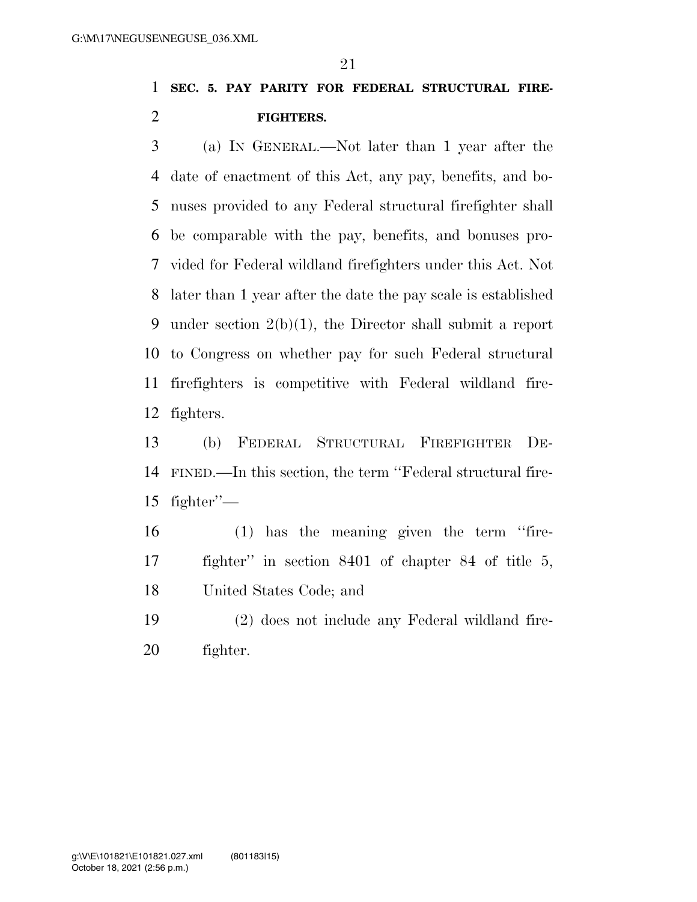**SEC. 5. PAY PARITY FOR FEDERAL STRUCTURAL FIREFIGHTERS.**

(a) IN GENERAL.—Not later than 1 year after the date of enactment of this Act, any pay, benefits, and bonuses provided to any Federal structural firefighter shall be comparable with the pay, benefits, and bonuses provided for Federal wildland firefighters under this Act. Not later than 1 year after the date the pay scale is established under section 2(b)(1), the Director shall submit a report to Congress on whether pay for such Federal structural firefighters is competitive with Federal wildland firefighters.

(b) FEDERAL STRUCTURAL FIREFIGHTER DEFINED.—In this section, the term ''Federal structural firefighter''—

(1) has the meaning given the term ''firefighter'' in section 8401 of chapter 84 of title 5, United States Code; and

(2) does not include any Federal wildland firefighter.